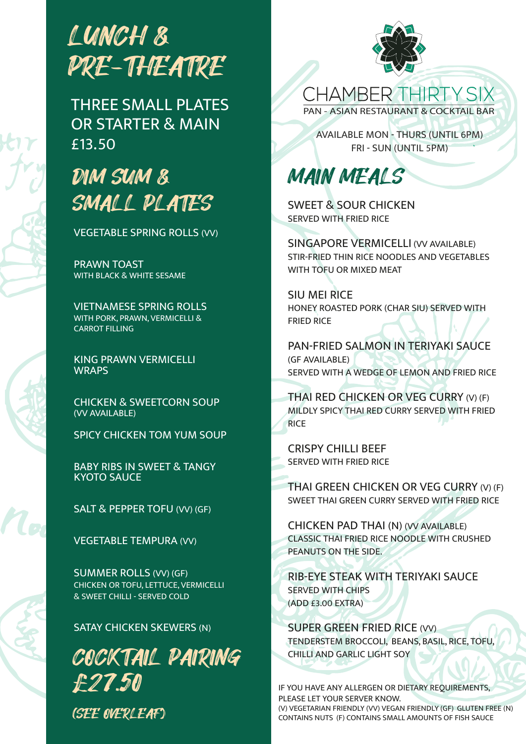# LUNCH & PRE-THEATRE

THREE SMALL PLATES OR STARTER & MAIN
£13.50

## DIM SUM & SMALL PLATES

VEGETABLE SPRING ROLLS (VV)

PRAWN TOAST
WITH BLACK & WHITE SESAME

VIETNAMESE SPRING ROLLS
WITH PORK, PRAWN, VERMICELLI & CARROT FILLING

KING PRAWN VERMICELLI WRAPS

CHICKEN & SWEETCORN SOUP
(VV AVAILABLE)

SPICY CHICKEN TOM YUM SOUP

BABY RIBS IN SWEET & TANGY KYOTO SAUCE

SALT & PEPPER TOFU (VV) (GF)

VEGETABLE TEMPURA (VV)

SUMMER ROLLS (VV) (GF)
CHICKEN OR TOFU, LETTUCE, VERMICELLI & SWEET CHILLI - SERVED COLD

SATAY CHICKEN SKEWERS (N)

## COCKTAIL PAIRING £27.50

(SEE OVERLEAF)

# CHAMBER THIRTY SIX

PAN - ASIAN RESTAURANT & COCKTAIL BAR

AVAILABLE MON - THURS (UNTIL 6PM)
FRI - SUN (UNTIL 5PM)

## MAIN MEALS

SWEET & SOUR CHICKEN
SERVED WITH FRIED RICE

SINGAPORE VERMICELLI (VV AVAILABLE)
STIR-FRIED THIN RICE NOODLES AND VEGETABLES WITH TOFU OR MIXED MEAT

SIU MEI RICE
HONEY ROASTED PORK (CHAR SIU) SERVED WITH FRIED RICE

PAN-FRIED SALMON IN TERIYAKI SAUCE
(GF AVAILABLE)
SERVED WITH A WEDGE OF LEMON AND FRIED RICE

THAI RED CHICKEN OR VEG CURRY (V) (F)
MILDLY SPICY THAI RED CURRY SERVED WITH FRIED RICE

CRISPY CHILLI BEEF
SERVED WITH FRIED RICE

THAI GREEN CHICKEN OR VEG CURRY (V) (F)
SWEET THAI GREEN CURRY SERVED WITH FRIED RICE

CHICKEN PAD THAI (N) (VV AVAILABLE)
CLASSIC THAI FRIED RICE NOODLE WITH CRUSHED PEANUTS ON THE SIDE.

RIB-EYE STEAK WITH TERIYAKI SAUCE
SERVED WITH CHIPS
(ADD £3.00 EXTRA)

SUPER GREEN FRIED RICE (VV)
TENDERSTEM BROCCOLI, BEANS, BASIL, RICE, TOFU, CHILLI AND GARLIC LIGHT SOY

IF YOU HAVE ANY ALLERGEN OR DIETARY REQUIREMENTS, PLEASE LET YOUR SERVER KNOW.
(V) VEGETARIAN FRIENDLY (VV) VEGAN FRIENDLY (GF) GLUTEN FREE (N) CONTAINS NUTS (F) CONTAINS SMALL AMOUNTS OF FISH SAUCE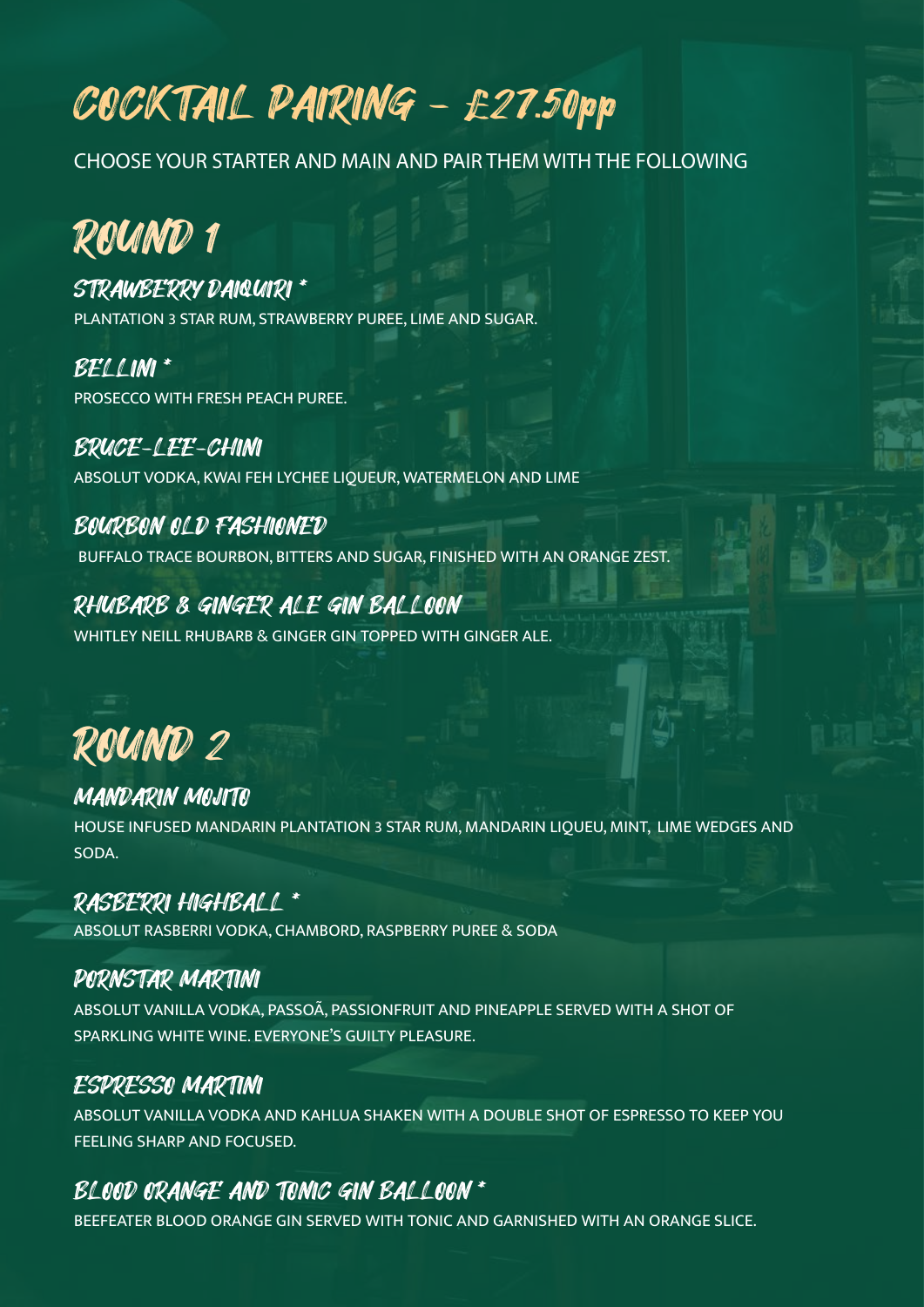# COCKTAIL PAIRING - £27.50pp

CHOOSE YOUR STARTER AND MAIN AND PAIR THEM WITH THE FOLLOWING

## ROUND 1

### STRAWBERRY DAIQUIRI *

PLANTATION 3 STAR RUM, STRAWBERRY PUREE, LIME AND SUGAR.

### BELLINI *

PROSECCO WITH FRESH PEACH PUREE.

### BRUCE-LEE-CHINI

ABSOLUT VODKA, KWAI FEH LYCHEE LIQUEUR, WATERMELON AND LIME

### BOURBON OLD FASHIONED

BUFFALO TRACE BOURBON, BITTERS AND SUGAR, FINISHED WITH AN ORANGE ZEST.

### RHUBARB & GINGER ALE GIN BALLOON

WHITLEY NEILL RHUBARB & GINGER GIN TOPPED WITH GINGER ALE.

## ROUND 2

### MANDARIN MOJITO

HOUSE INFUSED MANDARIN PLANTATION 3 STAR RUM, MANDARIN LIQUEU, MINT, LIME WEDGES AND SODA.

### RASBERRI HIGHBALL *

ABSOLUT RASBERRI VODKA, CHAMBORD, RASPBERRY PUREE & SODA

### PORNSTAR MARTINI

ABSOLUT VANILLA VODKA, PASSOÃ, PASSIONFRUIT AND PINEAPPLE SERVED WITH A SHOT OF SPARKLING WHITE WINE. EVERYONE'S GUILTY PLEASURE.

### ESPRESSO MARTINI

ABSOLUT VANILLA VODKA AND KAHLUA SHAKEN WITH A DOUBLE SHOT OF ESPRESSO TO KEEP YOU FEELING SHARP AND FOCUSED.

### BLOOD ORANGE AND TONIC GIN BALLOON *

BEEFEATER BLOOD ORANGE GIN SERVED WITH TONIC AND GARNISHED WITH AN ORANGE SLICE.